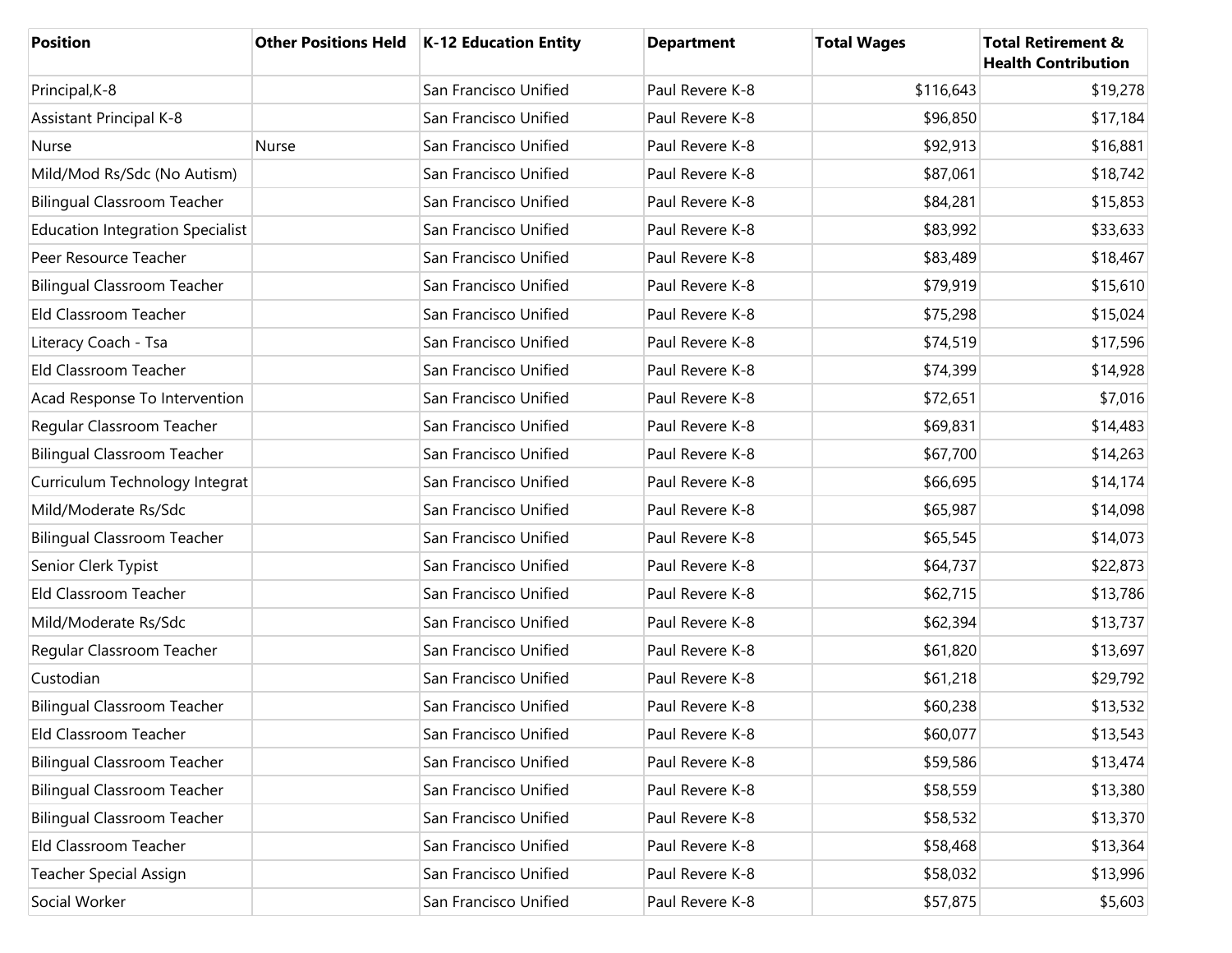| Position | Other Positions Held | K-12 Education Entity | Department | Total Wages | Total Retirement & Health Contribution |
| --- | --- | --- | --- | --- | --- |
| Principal,K-8 | | San Francisco Unified | Paul Revere K-8 | $116,643 | $19,278 |
| Assistant Principal K-8 | | San Francisco Unified | Paul Revere K-8 | $96,850 | $17,184 |
| Nurse | Nurse | San Francisco Unified | Paul Revere K-8 | $92,913 | $16,881 |
| Mild/Mod Rs/Sdc (No Autism) | | San Francisco Unified | Paul Revere K-8 | $87,061 | $18,742 |
| Bilingual Classroom Teacher | | San Francisco Unified | Paul Revere K-8 | $84,281 | $15,853 |
| Education Integration Specialist | | San Francisco Unified | Paul Revere K-8 | $83,992 | $33,633 |
| Peer Resource Teacher | | San Francisco Unified | Paul Revere K-8 | $83,489 | $18,467 |
| Bilingual Classroom Teacher | | San Francisco Unified | Paul Revere K-8 | $79,919 | $15,610 |
| Eld Classroom Teacher | | San Francisco Unified | Paul Revere K-8 | $75,298 | $15,024 |
| Literacy Coach - Tsa | | San Francisco Unified | Paul Revere K-8 | $74,519 | $17,596 |
| Eld Classroom Teacher | | San Francisco Unified | Paul Revere K-8 | $74,399 | $14,928 |
| Acad Response To Intervention | | San Francisco Unified | Paul Revere K-8 | $72,651 | $7,016 |
| Regular Classroom Teacher | | San Francisco Unified | Paul Revere K-8 | $69,831 | $14,483 |
| Bilingual Classroom Teacher | | San Francisco Unified | Paul Revere K-8 | $67,700 | $14,263 |
| Curriculum Technology Integrat | | San Francisco Unified | Paul Revere K-8 | $66,695 | $14,174 |
| Mild/Moderate Rs/Sdc | | San Francisco Unified | Paul Revere K-8 | $65,987 | $14,098 |
| Bilingual Classroom Teacher | | San Francisco Unified | Paul Revere K-8 | $65,545 | $14,073 |
| Senior Clerk Typist | | San Francisco Unified | Paul Revere K-8 | $64,737 | $22,873 |
| Eld Classroom Teacher | | San Francisco Unified | Paul Revere K-8 | $62,715 | $13,786 |
| Mild/Moderate Rs/Sdc | | San Francisco Unified | Paul Revere K-8 | $62,394 | $13,737 |
| Regular Classroom Teacher | | San Francisco Unified | Paul Revere K-8 | $61,820 | $13,697 |
| Custodian | | San Francisco Unified | Paul Revere K-8 | $61,218 | $29,792 |
| Bilingual Classroom Teacher | | San Francisco Unified | Paul Revere K-8 | $60,238 | $13,532 |
| Eld Classroom Teacher | | San Francisco Unified | Paul Revere K-8 | $60,077 | $13,543 |
| Bilingual Classroom Teacher | | San Francisco Unified | Paul Revere K-8 | $59,586 | $13,474 |
| Bilingual Classroom Teacher | | San Francisco Unified | Paul Revere K-8 | $58,559 | $13,380 |
| Bilingual Classroom Teacher | | San Francisco Unified | Paul Revere K-8 | $58,532 | $13,370 |
| Eld Classroom Teacher | | San Francisco Unified | Paul Revere K-8 | $58,468 | $13,364 |
| Teacher Special Assign | | San Francisco Unified | Paul Revere K-8 | $58,032 | $13,996 |
| Social Worker | | San Francisco Unified | Paul Revere K-8 | $57,875 | $5,603 |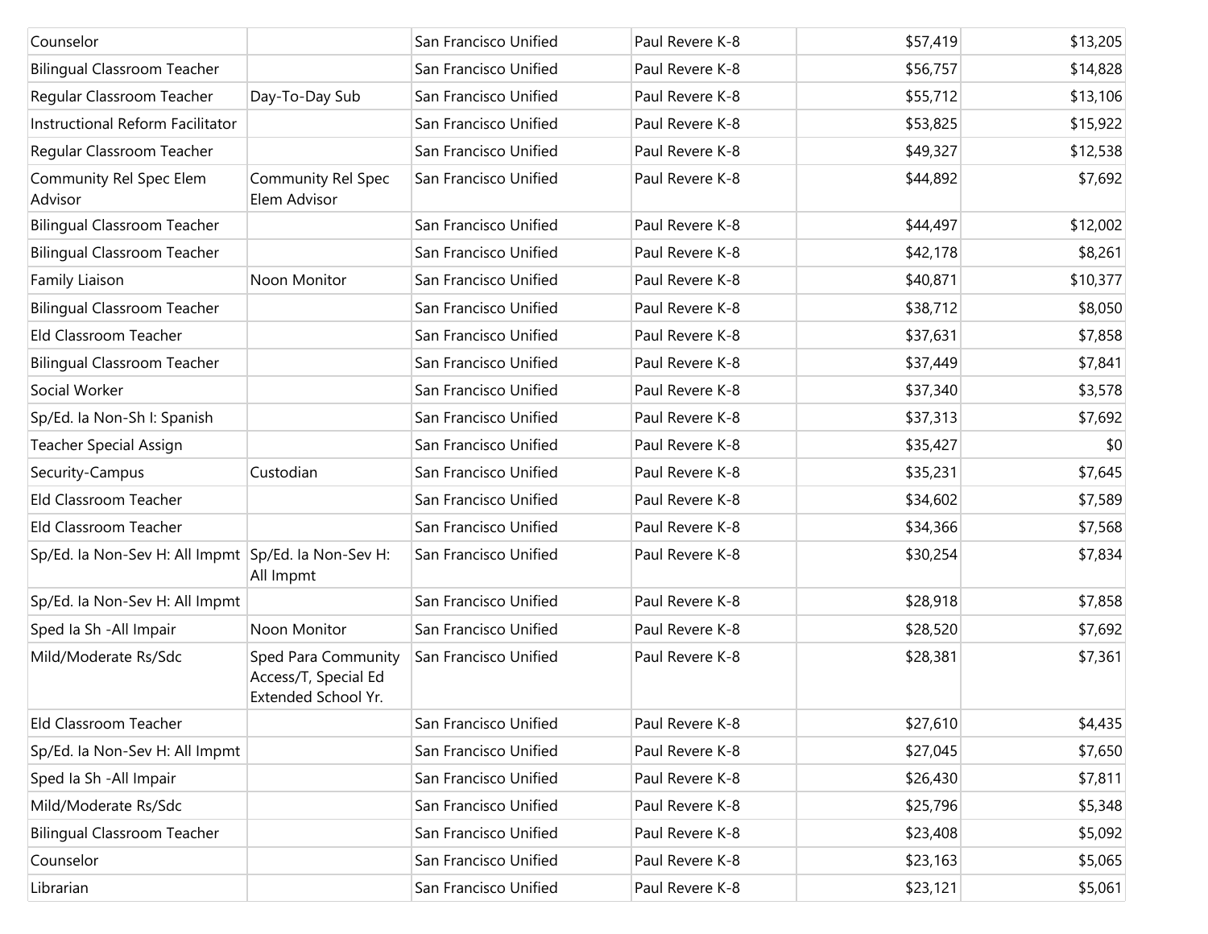| | | | | | |
|---|---|---|---|---|---|
| Counselor | | San Francisco Unified | Paul Revere K-8 | $57,419 | $13,205 |
| Bilingual Classroom Teacher | | San Francisco Unified | Paul Revere K-8 | $56,757 | $14,828 |
| Regular Classroom Teacher | Day-To-Day Sub | San Francisco Unified | Paul Revere K-8 | $55,712 | $13,106 |
| Instructional Reform Facilitator | | San Francisco Unified | Paul Revere K-8 | $53,825 | $15,922 |
| Regular Classroom Teacher | | San Francisco Unified | Paul Revere K-8 | $49,327 | $12,538 |
| Community Rel Spec Elem Advisor | Community Rel Spec Elem Advisor | San Francisco Unified | Paul Revere K-8 | $44,892 | $7,692 |
| Bilingual Classroom Teacher | | San Francisco Unified | Paul Revere K-8 | $44,497 | $12,002 |
| Bilingual Classroom Teacher | | San Francisco Unified | Paul Revere K-8 | $42,178 | $8,261 |
| Family Liaison | Noon Monitor | San Francisco Unified | Paul Revere K-8 | $40,871 | $10,377 |
| Bilingual Classroom Teacher | | San Francisco Unified | Paul Revere K-8 | $38,712 | $8,050 |
| Eld Classroom Teacher | | San Francisco Unified | Paul Revere K-8 | $37,631 | $7,858 |
| Bilingual Classroom Teacher | | San Francisco Unified | Paul Revere K-8 | $37,449 | $7,841 |
| Social Worker | | San Francisco Unified | Paul Revere K-8 | $37,340 | $3,578 |
| Sp/Ed. Ia Non-Sh I: Spanish | | San Francisco Unified | Paul Revere K-8 | $37,313 | $7,692 |
| Teacher Special Assign | | San Francisco Unified | Paul Revere K-8 | $35,427 | $0 |
| Security-Campus | Custodian | San Francisco Unified | Paul Revere K-8 | $35,231 | $7,645 |
| Eld Classroom Teacher | | San Francisco Unified | Paul Revere K-8 | $34,602 | $7,589 |
| Eld Classroom Teacher | | San Francisco Unified | Paul Revere K-8 | $34,366 | $7,568 |
| Sp/Ed. Ia Non-Sev H: All Impmt | Sp/Ed. Ia Non-Sev H: All Impmt | San Francisco Unified | Paul Revere K-8 | $30,254 | $7,834 |
| Sp/Ed. Ia Non-Sev H: All Impmt | | San Francisco Unified | Paul Revere K-8 | $28,918 | $7,858 |
| Sped Ia Sh -All Impair | Noon Monitor | San Francisco Unified | Paul Revere K-8 | $28,520 | $7,692 |
| Mild/Moderate Rs/Sdc | Sped Para Community Access/T, Special Ed Extended School Yr. | San Francisco Unified | Paul Revere K-8 | $28,381 | $7,361 |
| Eld Classroom Teacher | | San Francisco Unified | Paul Revere K-8 | $27,610 | $4,435 |
| Sp/Ed. Ia Non-Sev H: All Impmt | | San Francisco Unified | Paul Revere K-8 | $27,045 | $7,650 |
| Sped Ia Sh -All Impair | | San Francisco Unified | Paul Revere K-8 | $26,430 | $7,811 |
| Mild/Moderate Rs/Sdc | | San Francisco Unified | Paul Revere K-8 | $25,796 | $5,348 |
| Bilingual Classroom Teacher | | San Francisco Unified | Paul Revere K-8 | $23,408 | $5,092 |
| Counselor | | San Francisco Unified | Paul Revere K-8 | $23,163 | $5,065 |
| Librarian | | San Francisco Unified | Paul Revere K-8 | $23,121 | $5,061 |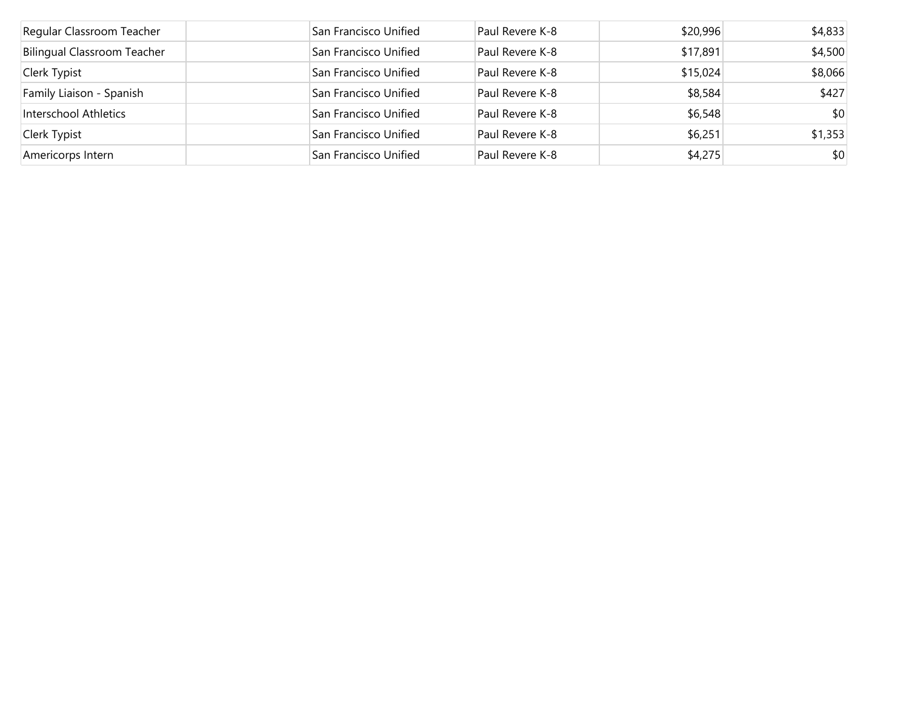| | | | | | |
|---|---|---|---|---|---|
| Regular Classroom Teacher | | San Francisco Unified | Paul Revere K-8 | $20,996 | $4,833 |
| Bilingual Classroom Teacher | | San Francisco Unified | Paul Revere K-8 | $17,891 | $4,500 |
| Clerk Typist | | San Francisco Unified | Paul Revere K-8 | $15,024 | $8,066 |
| Family Liaison - Spanish | | San Francisco Unified | Paul Revere K-8 | $8,584 | $427 |
| Interschool Athletics | | San Francisco Unified | Paul Revere K-8 | $6,548 | $0 |
| Clerk Typist | | San Francisco Unified | Paul Revere K-8 | $6,251 | $1,353 |
| Americorps Intern | | San Francisco Unified | Paul Revere K-8 | $4,275 | $0 |